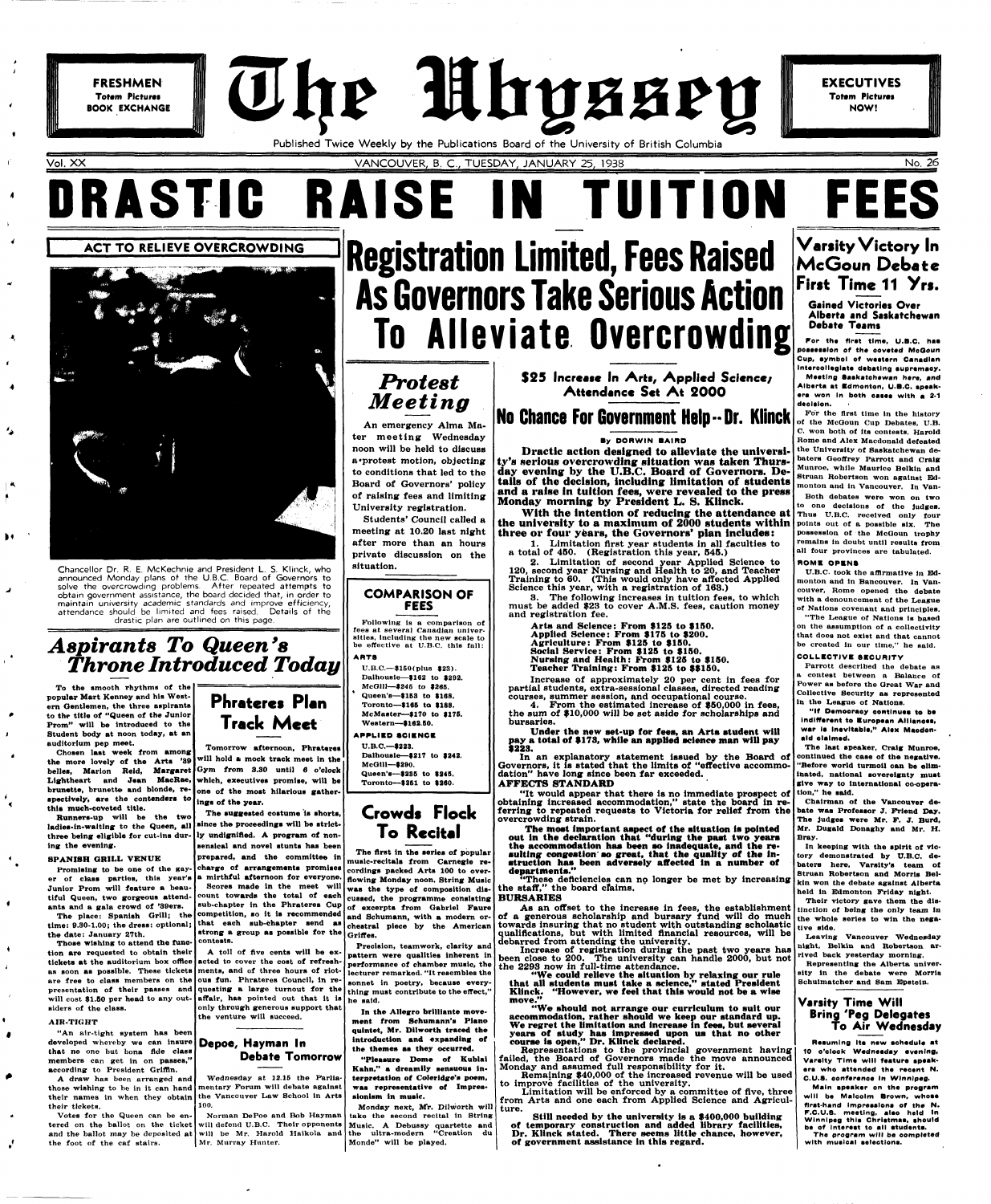FRESHMEN
Totem Pictures
BOOK EXCHANGE

# The Ubyssey

EXECUTIVES
Totem Pictures
NOW!

Published Twice Weekly by the Publications Board of the University of British Columbia

Vol. XX — VANCOUVER, B. C., TUESDAY, JANUARY 25, 1938 — No. 26

# DRASTIC RAISE IN TUITION FEES

## ACT TO RELIEVE OVERCROWDING

Chancellor Dr. R. E. McKechnie and President L. S. Klinck, who announced Monday plans of the U.B.C. Board of Governors to solve the overcrowding problems. After repeated attempts to obtain government assistance, the board decided that, in order to maintain university academic standards and improve efficiency, attendance should be limited and fees raised. Details of the drastic plan are outlined on this page.

## Registration Limited, Fees Raised As Governors Take Serious Action To Alleviate Overcrowding

### $25 Increase In Arts, Applied Science; Attendance Set At 2000

### No Chance For Government Help--Dr. Klinck

By DORWIN BAIRD

**Dractic action designed to alleviate the university's serious overcrowding situation was taken Thursday evening by the U.B.C. Board of Governors. Details of the decision, including limitation of students and a raise in tuition fees, were revealed to the press Monday morning by President L. S. Klinck.**

**With the intention of reducing the attendance at the university to a maximum of 2000 students within three or four years, the Governors' plan includes:**

1. Limitation first year students in all faculties to a total of 450. (Registration this year, 545.)

2. Limitation of second year Applied Science to 120, second year Nursing and Health to 20, and Teacher Training to 60. (This would only have affected Applied Science this year, with a registration of 163.)

3. The following increases in tuition fees, to which must be added $23 to cover A.M.S. fees, caution money and registration fee.

Arts and Science: From $125 to $150.
Applied Science: From $175 to $200.
Agriculture: From $125 to $150.
Social Service: From $125 to $150.
Nursing and Health: From $125 to $150.
Teacher Training: From $125 to $$150.

Increase of approximately 20 per cent in fees for partial students, extra-sessional classes, directed reading courses, summer session, and occupational course.

4. From the estimated increase of $50,000 in fees, the sum of $10,000 will be set aside for scholarships and bursaries.

**Under the new set-up for fees, an Arts student will pay a total of $173, while an applied science man will pay $223.**

In an explanatory statement issued by the Board of Governors, it is stated that the limits of "effective accommodation" have long since been far exceeded.

**AFFECTS STANDARD**

"It would appear that there is no immediate prospect of obtaining increased accommodation," state the board in referring to repeated requests to Victoria for relief from the overcrowding strain.

**The most important aspect of the situation is pointed out in the declaration that "during the past two years the accommodation has been so inadequate, and the resulting congestion so great, that the quality of the instruction has been adversely affected in a number of departments."**

"These deficiencies can no longer be met by increasing the staff," the board claims.

**BURSARIES**

As an offset to the increase in fees, the establishment of a generous scholarship and bursary fund will do much towards insuring that no student with outstanding scholastic qualifications, but with limited financial resources, will be debarred from attending the university.

Increase of registration during the past two years has been close to 200. The university can handle 2000, but not the 2293 now in full-time attendance.

**"We could relieve the situation by relaxing our rule that all students must take a science," stated President Klinck. "However, we feel that this would not be a wise move."**

**"We should not arrange our curriculum to suit our accommodation, rather should we keep our standard up. We regret the limitation and increase in fees, but several years of study has impressed upon us that no other course is open," Dr. Klinck declared.**

Representations to the provincial government having failed, the Board of Governors made the move announced Monday and assumed full responsibility for it.

Remaining $40,000 of the increased revenue will be used to improve facilities of the university.

Limitation will be enforced by a committee of five, three from Arts and one each from Applied Science and Agriculture.

**Still needed by the university is a $400,000 building of temporary construction and added library facilities, Dr. Klinck stated. There seems little chance, however, of government assistance in this regard.**

## Protest Meeting

An emergency Alma Mater meeting Wednesday noon will be held to discuss a protest motion, objecting to conditions that led to the Board of Governors' policy of raising fees and limiting University registration.

Students' Council called a meeting at 10.20 last night after more than an hours private discussion on the situation.

### COMPARISON OF FEES

Following is a comparison of fees at several Canadian universities, including the new scale to be effective at U.B.C. this fall:

ARTS
U.B.C.—$150(plus $23).
Dalhousie—$162 to $292.
McGill—$246 to $265.
Queen's—$153 to $168.
Toronto—$165 to $188.
McMaster—$170 to $175.
Western—$162.50.

APPLIED SCIENCE
U.B.C.—$223.
Dalhousie—$217 to $242.
McGill—$390.
Queen's—$235 to $245.
Toronto—$251 to $260.

## Crowds Flock To Recital

The first in the series of popular music-recitals from Carnegie recordings packed Arts 100 to overflowing Monday noon. String Music was the type of composition discussed, the programme consisting of excerpts from Gabriel Faure and Schumann, with a modern orchestral piece by the American Griffes.

Precision, teamwork, clarity and pattern were qualities inherent in performance of chamber music, the lecturer remarked. "It resembles the sonnet in poetry, because everything must contribute to the effect," he said.

In the Allegro brilliante movement from Schumann's Piano quintet, Mr. Dilworth traced the introduction and expanding of the themes as they occurred.

"Pleasure Dome of Kubla Kahn," a dreamily sensuous interpretation of Coleridge's poem, was representative of Impressionism in music.

Monday next, Mr. Dilworth will take the second recital in String Music. A Debussy quartette and the ultra-modern "Creation du Monde" will be played.

## Aspirants To Queen's Throne Introduced Today

To the smooth rhythms of the popular Mart Kenney and his Western Gentlemen, the three aspirants to the title of "Queen of the Junior Prom" will be introduced to the Student body at noon today, at an auditorium pep meet.

Chosen last week from among the more lovely of the Arts '39 belles, Marion Reid, Margaret Lightheart and Jean MacRae, brunette, brunette and blonde, respectively, are the contenders to this much-coveted title.

Runners-up will be the two ladies-in-waiting to the Queen, all three being eligible for cut-ins during the evening.

**SPANISH GRILL VENUE**

Promising to be one of the gayer of class parties, this year's Junior Prom will feature a beautiful Queen, two gorgeous attendants and a gala crowd of '39ers.

The place: Spanish Grill; the time: 9.30-1.00; the dress: optional; the date: January 27th.

Those wishing to attend the function are requested to obtain their tickets at the auditorium box office as soon as possible. These tickets are free to class members on the presentation of their passes and will cost $1.50 per head to any outsiders of the class.

**AIR-TIGHT**

"An air-tight system has been developed whereby we can insure that no one but bona fide class members can get in on passes," according to President Griffin.

A draw has been arranged and those wishing to be in it can hand their names in when they obtain their tickets.

Votes for the Queen can be entered on the ballot on the ticket and the ballot may be deposited at the foot of the caf stairs.

## Phrateres Plan Track Meet

Tomorrow afternoon, Phrateres will hold a mock track meet in the Gym from 3.30 until 6 o'clock which, executives promise, will be one of the most hilarious gatherings of the year.

The suggested costume is shorts, since the proceedings will be strictly undignified. A program of nonsensical and novel stunts has been prepared, and the committee in charge of arrangements promises a mirthful afternoon for everyone.

Scores made in the meet will count towards the total of each sub-chapter in the Phrateres Cup competition, so it is recommended that each sub-chapter send as strong a group as possible for the contests.

A toll of five cents will be exacted to cover the cost of refreshments, and of three hours of riotous fun. Phrateres Council, in requesting a large turnout for the affair, has pointed out that it is only through generous support that the venture will succeed.

## Depoe, Hayman In Debate Tomorrow

Wednesday at 12.15 the Parliamentary Forum will debate against the Vancouver Law School in Arts 100.

Norman DePoe and Bob Hayman will defend U.B.C. Their opponents will be Mr. Harold Haikola and Mr. Murray Hunter.

## Varsity Victory In McGoun Debate First Time 11 Yrs.

### Gained Victories Over Alberta and Saskatchewan Debate Teams

**For the first time, U.B.C. has possession of the coveted McGoun Cup, symbol of western Canadian intercollegiate debating supremacy. Meeting Saskatchewan here, and Alberta at Edmonton, U.B.C. speakers won in both cases with a 2-1 decision.**

For the first time in the history of the McGoun Cup Debates, U.B.C. won both of its contests. Harold Rome and Alex Macdonald defeated the University of Saskatchewan debaters Geoffrey Parrott and Craig Munroe, while Maurice Belkin and Struan Robertson won against Edmonton and in Vancouver. In Vancouver.

Both debates were won on two to one decisions of the judges. Thus U.B.C. received only four points out of a possible six. The possession of the McGoun trophy remains in doubt until results from all four provinces are tabulated.

**ROME OPENS**

U.B.C. took the affirmative in Edmonton and in Vancouver. In Vancouver, Rome opened the debate with a denouncement of the League of Nations covenant and principles.

"The League of Nations is based on the assumption of a collectivity that does not exist and that cannot be created in our time," he said.

**COLLECTIVE SECURITY**

Parrott described the debate as a contest between a Balance of Power as before the Great War and Collective Security as represented in the League of Nations.

**"If Democracy continues to be indifferent to European Alliances, war is inevitable," Alex Macdonald claimed.**

The last speaker, Craig Munroe, continued the case of the negative. "Before world turmoil can be eliminated, national sovereignty must give way to international co-operation," he said.

Chairman of the Vancouver debate was Professor J. Friend Day. The judges were Mr. F. J. Burd, Mr. Dugald Donaghy and Mr. H. Bray.

In keeping with the spirit of victory demonstrated by U.B.C. debaters here, Varsity's team of Struan Robertson and Morris Belkin won the debate against Alberta held in Edmonton Friday night.

Their victory gave them the distinction of being the only team in the whole series to win the negative side.

Leaving Vancouver Wednesday night, Belkin and Robertson arrived back yesterday morning.

Representing the Alberta university in the debate were Morris Schulmatcher and Sam Epstein.

## Varsity Time Will Bring 'Peg Delegates To Air Wednesday

Resuming its new schedule at 10 o'clock Wednesday evening, Varsity Time will feature speakers who attended the recent N. C.U.S. conference in Winnipeg.

Main speaker on the program will be Malcolm Brown, whose first-hand impressions of the N. F.C.U.S. meeting, also held in Winnipeg this Christmas, should be of interest to all students.

The program will be completed with musical selections.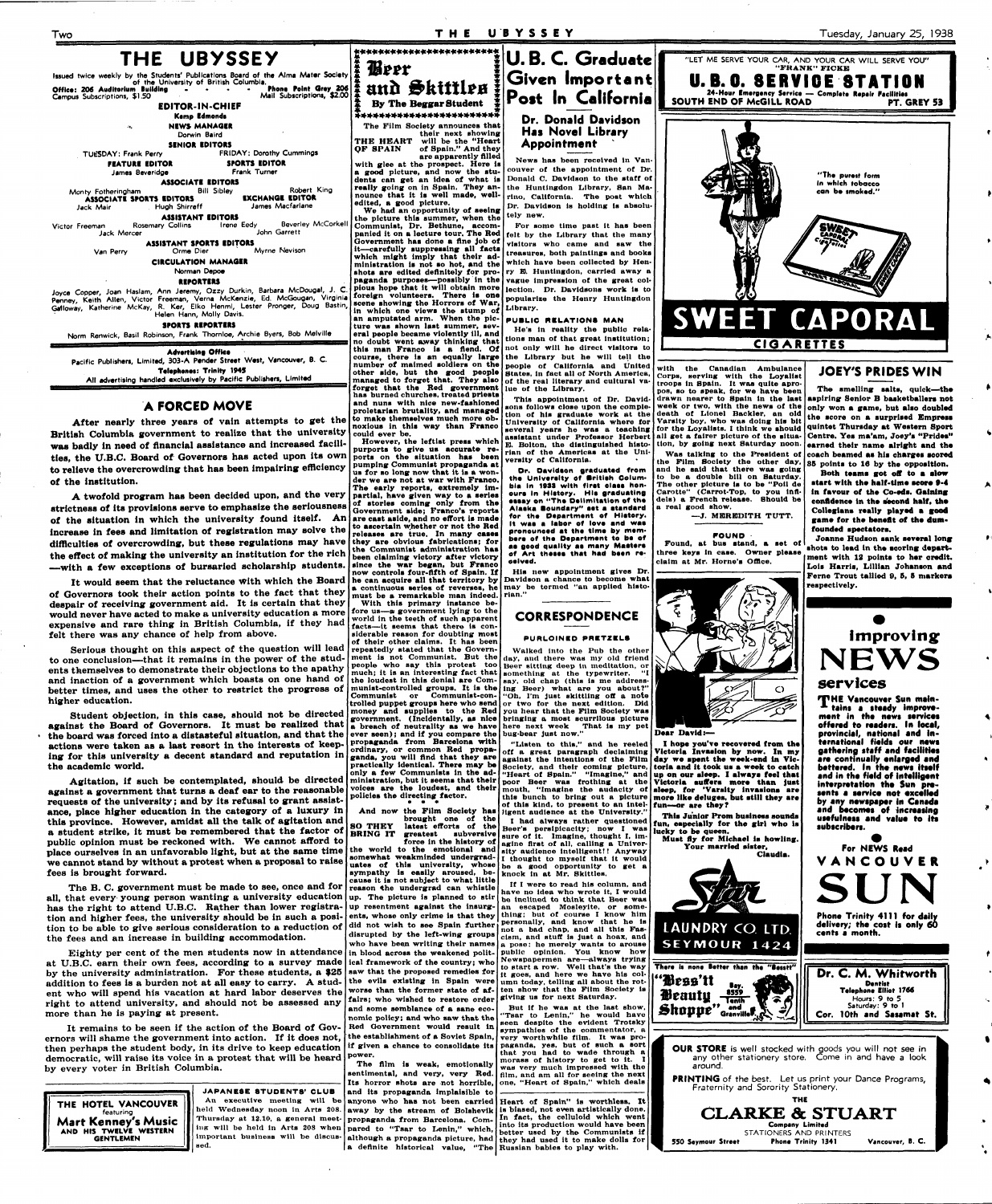# THE UBYSSEY

Issued twice weekly by the Students' Publications Board of the Alma Mater Society of the University of British Columbia.

Office: 206 Auditorium Building — Phone Point Grey 206

Campus Subscriptions, $1.50 — Mail Subscriptions, $2.00

**EDITOR-IN-CHIEF**
Kemp Edmonds

**NEWS MANAGER**
Dorwin Baird

**SENIOR EDITORS**
TUESDAY: Frank Perry — FRIDAY: Dorothy Cummings

**FEATURE EDITOR**
James Beveridge

**SPORTS EDITOR**
Frank Turner

**ASSOCIATE EDITORS**
Monty Fotheringham, Bill Sibley, Robert King

**ASSOCIATE SPORTS EDITORS**
Jack Mair, Hugh Shirreff

**EXCHANGE EDITOR**
James Macfarlane

**ASSISTANT EDITORS**
Victor Freeman, Rosemary Collins, Irene Eedy, Beverley McCorkell, Jack Mercer, John Garrett

**ASSISTANT SPORTS EDITORS**
Van Perry, Orme Dier, Myrne Nevison

**CIRCULATION MANAGER**
Norman Depoe

**REPORTERS**
Joyce Copper, Joan Haslam, Ann Jeremy, Ozzy Durkin, Barbara McDougal, J. C. Penney, Keith Allen, Victor Freeman, Verna McKenzie, Ed. McGougan, Virginia Galloway, Katherine McKay, R. Ker, Elko Henmi, Lester Pronger, Doug Bastin, Helen Hann, Molly Davis.

**SPORTS REPORTERS**
Norm Renwick, Basil Robinson, Frank Thornloe, Archie Byers, Bob Melville

**Advertising Office**
Pacific Publishers, Limited, 303-A Pender Street West, Vancouver, B. C.
Telephones: Trinity 1945
All advertising handled exclusively by Pacific Publishers, Limited

## A FORCED MOVE

After nearly three years of vain attempts to get the British Columbia government to realize that the university was badly in need of financial assistance and increased facilities, the U.B.C. Board of Governors has acted upon its own to relieve the overcrowding that has been impairing efficiency of the institution.

A twofold program has been decided upon, and the very strictness of its provisions serve to emphasize the seriousness of the situation in which the university found itself. An increase in fees and limitation of registration may solve the difficulties of overcrowding, but these regulations may have the effect of making the university an institution for the rich —with a few exceptions of bursaried scholarship students.

It would seem that the reluctance with which the Board of Governors took their action points to the fact that they despair of receiving government aid. It is certain that they would never have acted to make a university education a more expensive and rare thing in British Columbia, if they had felt there was any chance of help from above.

Serious thought on this aspect of the question will lead to one conclusion—that it remains in the power of the students themselves to demonstrate their objections to the apathy and inaction of a government which boasts on one hand of better times, and uses the other to restrict the progress of higher education.

Student objection, in this case, should not be directed against the Board of Governors. It must be realized that the board was forced into a distasteful situation, and that the actions were taken as a last resort in the interests of keeping for this university a decent standard and reputation in the academic world.

Agitation, if such be contemplated, should be directed against a government that turns a deaf ear to the reasonable requests of the university; and by its refusal to grant assistance, place higher education in the category of a luxury in this province. However, amidst all the talk of agitation and a student strike, it must be remembered that the factor of public opinion must be reckoned with. We cannot afford to place ourselves in an unfavorable light, but at the same time we cannot stand by without a protest when a proposal to raise fees is brought forward.

The B. C. government must be made to see, once and for all, that every young person wanting a university education has the right to attend U.B.C. Rather than lower registration and higher fees, the university should be in such a position to be able to give serious consideration to a reduction of the fees and an increase in building accommodation.

Eighty per cent of the men students now in attendance at U.B.C. earn their own fees, according to a survey made by the university administration. For these students, a $25 addition to fees is a burden not at all easy to carry. A student who will spend his vacation at hard labor deserves the right to attend university, and should not be assessed any more than he is paying at present.

It remains to be seen if the action of the Board of Governors will shame the government into action. If it does not, then perhaps the student body, in its drive to keep education democratic, will raise its voice in a protest that will be heard by every voter in British Columbia.

**THE HOTEL VANCOUVER** featuring **Mart Kenney's Music** AND HIS TWELVE WESTERN GENTLEMEN

### JAPANESE STUDENTS' CLUB

An executive meeting will be held Wednesday noon in Arts 208. Thursday at 12.10, a general meeting will be held in Arts 208 when important business will be discussed.

## Beer and Skittles

By The Beggar Student

The Film Society announces that their next showing **THE HEART OF SPAIN** will be the "Heart of Spain." And they are apparently filled with glee at the prospect. Here is a good picture, and now the students can get an idea of what is really going on in Spain. They announce that it is well made, well-edited, a good picture.

We had an opportunity of seeing the picture this summer, when the Communist, Dr. Bethune, accompanied it on a lecture tour. The Red Government has done a fine job of it—carefully suppressing all facts which might imply that their administration is not so hot, and the shots are edited definitely for propaganda purposes—possibly in the pious hope that it will obtain more foreign volunteers. There is one scene showing the Horrors of War, in which one views the stump of an amputated arm. When the picture was shown last summer, several people became violently ill, and no doubt went away thinking that this man Franco is a fiend. Of course, there is an equally large number of maimed soldiers on the other side, but the good people managed to forget that. They also forget that the Red government has burned churches, treated priests and nuns with nice new-fashioned proletarian brutality, and managed to make themselves much more obnoxious in this way than Franco could ever be.

However, the leftist press which purports to give us accurate reports on the situation has been pumping Communist propaganda at us for so long now that it is a wonder we are not at war with Franco. The early reports, extremely impartial, have given way to a series of stories coming only from the Government side; Franco's reports are cast aside, and no effort is made to ascertain whether or not the Red releases are true. In many cases they are obvious fabrications; for the Communist administration has been claiming victory after victory since the war began, but Franco now controls four-fifth of Spain. If he can acquire all that territory by a continuous series of reverses, he must be a remarkable man indeed.

With this primary instance before us—a government lying to the world in the teeth of such apparent facts—it seems that there is considerable reason for doubting most of their other claims. It has been repeatedly stated that the Government is not Communist. But the people who say this protest too much; it is an interesting fact that the loudest in this denial are Communist-controlled groups. It is the Communist or Communist-controlled puppet groups here who send money and supplies to the Red government. (Incidentally, as nice a breach of neutrality as we have ever seen); and if you compare the propaganda from Barcelona with ordinary, or common Red propaganda, you will find that they are practically identical. There may be only a few Communists in the administration, but it seems that their voices are the loudest, and their policies the directing factor.

\* \* \*

And now the Film Society has **SO THEY BRING IT** brought one of the latest efforts of the greatest subversive force in the history of the world to the emotional and somewhat weakminded undergraduates of this university, whose sympathy is easily aroused, because it is not subject to what little reason the undergrad can whistle up. The picture is planned to stir up resentment against the insurgents, whose only crime is that they did not wish to see Spain further disrupted by the left-wing groups who have been writing their names in blood across the weakened political framework of the country; who saw that the proposed remedies for the evils existing in Spain were worse than the former state of affairs; who wished to restore order and some semblance of a sane economic policy; and who saw that the Red Government would result in the establishment of a Soviet Spain, if given a chance to consolidate its power.

The film is weak, emotionally sentimental, and very, very Red. Its horror shots are not horrible, and its propaganda implaisible to anyone who has not been carried away by the stream of Bolshevik propaganda from Barcelona. Compared to "Tsar to Lenin," which, although a propaganda picture, had a definite historical value, "The Heart of Spain" is worthless. It is biased, not even artistically done. In fact, the celluloid which went into its production would have been better used by the Communists if they had used it to make dolls for Russian babies to play with.

## U. B. C. Graduate Given Important Post In California

### Dr. Donald Davidson Has Novel Library Appointment

News has been received in Vancouver of the appointment of Dr. Donald C. Davidson to the staff of the Huntingdon Library, San Marino, California. The post which Dr. Davidson is holding is absolutely new.

For some time past it has been felt by the Library that the many visitors who came and saw the treasures, both paintings and books which have been collected by Henry E. Huntingdon, carried away a vague impression of the great collection. Dr. Davidsons work is to popularize the Henry Huntingdon Library.

**PUBLIC RELATIONS MAN**

He's in reality the public relations man of that great institution; not only will he direct visitors to the Library but he will tell the people of California and United States, in fact all of North America, of the real literary and cultural value of the Library.

This appointment of Dr. Davidsons follows close upon the completion of his graduate work at the University of California where for several years he was a teaching assistant under Professor Herbert E. Bolton, the distinguished historian of the Americas at the University of California.

**Dr. Davidson graduated from the University of British Columbia in 1933 with first class honours in History. His graduating essay on "The Delimitation of the Alaska Boundary" set a standard for the Department of History. It was a labor of love and was pronounced at the time by members of the Department to be of as good quality as many Masters of Art theses that had been received.**

His new appointment gives Dr. Davidson a chance to become what may be termed "an applied historian."

## CORRESPONDENCE

### PURLOINED PRETZELS

Walked into the Pub the other day, and there was my old friend Beer sitting deep in meditation, or something at the typewriter. "I say, old chap (this is me addressing Beer) what are you about?" "Oh, I'm just skittling off a note or two for the next edition. Did you hear that the Film Society was bringing a most scurrilous picture here next week. That is my pet bug-bear just now."

"Listen to this," and he reeled off a great paragraph declaiming against the intentions of the Film Society, and their coming picture, "Heart of Spain." "Imagine," and poor Beer was frothing at the mouth, "imagine the audacity of this bunch to bring out a picture of this kind, to present to an intelligent audience at the University."

I had always rather questioned Beer's perspicacity; now I was sure of it. Imagine, thought I, imagine first of all, calling a University audience intelligent!! Anyway I thought to myself that it would be a good opportunity to get a knock in at Mr. Skittles.

If I were to read his column, and have no idea who wrote it, I would be inclined to think that Beer was an escaped Mosleyite, or something; but of course I know him personally, and know that he is not a bad chap, and all this Fascism, and stuff is just a hoax, and a pose; he merely wants to arouse public opinion. You know how Newspapermen are—always trying to start a row. Well that's the way it goes, and here we have his column today, telling all about the rotten show that the Film Society is giving us for next Saturday.

But if he was at the last show, "Tsar to Lenin," he would have seen despite the evident Trotsky sympathies of the commentator, a very worthwhile film. It was propaganda, yes, but of such a sort that you had to wade through a morass of history to get to it. I was very much impressed with the film, and am all for seeing the next one, "Heart of Spain," which deals with the Canadian Ambulance Corps, serving with the Loyalist troops in Spain. It was quite apropos, so to speak, for we have been drawn nearer to Spain in the last week or two, with the news of the death of Lionel Backler, an old Varsity boy, who was doing his bit for the Loyalists. I think we should all get a fairer picture of the situation, by going next Saturday noon.

Was talking to the President of the Film Society the other day, and he said that there was going to be a double bill on Saturday. The other picture is to be "Poil de Carotte" (Carrot-Top, to you infidels) a French release. Should be a real good show.

—J. MEREDITH TUTT.

**FOUND**

Found, at bus stand, a set of three keys in case. Owner please claim at Mr. Horne's Office.

"LET ME SERVE YOUR CAR, AND YOUR CAR WILL SERVE YOU" "FRANK" FICKE
**U. B. C. SERVICE STATION**
24-Hour Emergency Service — Complete Repair Facilities
SOUTH END OF McGILL ROAD — PT. GREY 53

"The purest form in which tobacco can be smoked."
**SWEET CAPORAL CIGARETTES**

**Dear David:—**

**I hope you've recovered from the Victoria Invasion by now. In my day we spent the week-end in Victoria and it took us a week to catch up on our sleep. I always feel that Victoria suffers more than just sleep, for 'Varsity invasions are more like deluges, but still they are fun—or are they?**

**This Junior Prom business sounds fun, especially for the girl who is lucky to be queen.**

**Must fly for Michael is howling.**

**Your married sister,**
**Claudia.**

**STAR LAUNDRY CO. LTD.** SEYMOUR 1424

There is none Better than the "Bessit"
**"Bess'it" Beauty Shoppe** — Bay. 8559 — Tenth and Granville

## JOEY'S PRIDES WIN

The smelling salts, quick—the aspiring Senior B basketballers not only won a game, but also doubled the score on a surprised Empress quintet Thursday at Western Sport Centre. Yes ma'am, Joey's "Prides" earned their name alright and the coach beamed as his charges scored 35 points to 16 by the opposition.

Both teams got off to a slow start with the half-time score 9-4 in favour of the Co-eds. Gaining confidence in the second half, the Collegians really played a good game for the benefit of the dumbfounded spectators.

Joanne Hudson sank several long shots to lead in the scoring department with 12 points to her credit. Lois Harris, Lillian Johanson and Ferne Trout tallied 9, 5, 5 markers respectively.

**Improving NEWS services**

THE Vancouver Sun maintains a steady improvement in the news services offered to readers. In local, provincial, national and international fields our news gathering staff and facilities are continually enlarged and bettered. In the news itself and in the field of intelligent interpretation the Sun presents a service not excelled by any newspaper in Canada and becomes of increasing usefulness and value to its subscribers.

For NEWS Read **VANCOUVER SUN**

Phone Trinity 4111 for daily delivery; the cost is only 60 cents a month.

**Dr. C. M. Whitworth**
Dentist
Telephone Elliot 1766
Hours: 9 to 5
Saturday: 9 to 1
Cor. 10th and Sasamat St.

**OUR STORE** is well stocked with goods you will not see in any other stationery store. Come in and have a look around.

**PRINTING** of the best. Let us print your Dance Programs, Fraternity and Sorority Stationery.

THE **CLARKE & STUART** Company Limited
STATIONERS AND PRINTERS
550 Seymour Street — Phone Trinity 1341 — Vancouver, B. C.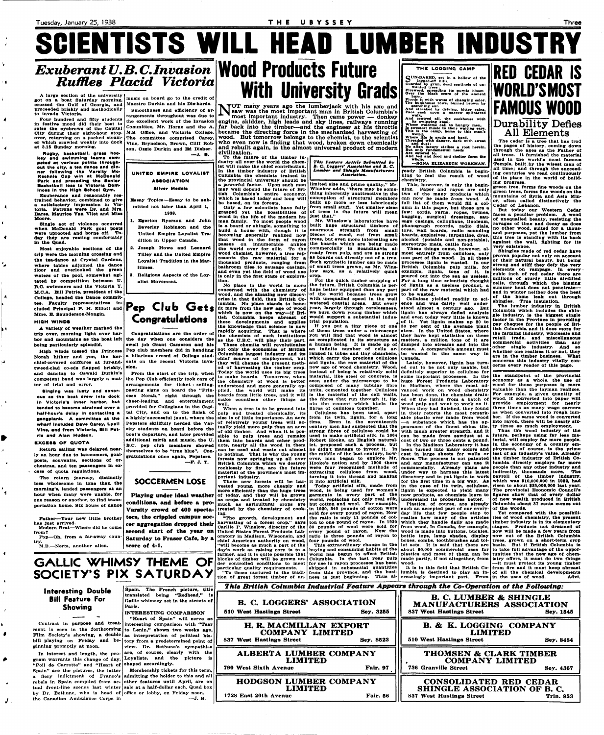# SCIENTISTS WILL HEAD LUMBER INDUSTRY

## *Exuberant U.B.C. Invasion Ruffles Placid Victoria*

A large section of the university got on a boat Saturday morning, crossed the Gulf of Georgia, and proceeded briskly and methodically to invade Victoria.

Four hundred and fifty students in festive mood did their best to raise the eyebrows of the Capital City during their eight-hour stopover, returning on a packed steamer which crawled weakly into dock at 3.15 Sunday morning.

**Rugby, basketball, grass hockey and swimming teams competed at various points throughout the city, a tea dance and dinner following the Varsity McKechnie Cup win at McDonald Park and preceding the Senior Basketball loss to Victoria Dominoes in the High School Gym.**

Exuberance and reasonably restrained behavior, combined to give a satisfactory impression in Victoria. Patrons were Dr. and Mrs. Barss, Maurice Van Vliet and Miss Moore.

Single act of violence occurred when McDonald Park goal posts were uprooted and borne off. Today they are resting comfortably in the Quad.

Most enjoyable sections of the trip were the morning crossing and the tea-dance at Crystal Gardens, where tables adjoined the dance floor and overlooked the green waters of the pool, somewhat agitated by competition between U.B.C. swimmers and the Victoria Y.M.C.A. Bill Petrie, president of the College, headed the Dance committee. Faculty representatives included Principal P. H. Elliott and Mme. B. Saunderson-Mongin.

### HIGH WINDS

A variety of weather marked the trip over, morning light over harbor and mountains as the boat left being particularly splendid.

High winds tossed the Princess Norah hither and yon, the kerchief-covered coiffures at fur-and-tweed-clad co-eds flapped briskly, and dancing to Oswald Durkin's competent band was largely a matter of trial and error.

Singing was lusty and sonorous as the boat drew into dock in Victoria's inner harbor, but tended to become strained over a half-hour's delay in contacting a gangplank. A committee at the wharf included Dave Carey, Lyall Vine, and from Victoria, Bill Petrie and Alan Hudson.

### EXCESS OF QUOTA

Return sailing was delayed nearly an hour due to latecomers, goal-posts, souvenirs, sections of orchestras, and ten passengers in excess of quota regulations.

The return journey, distinctly less wholesome in tone than the morning's, landed passengers at an hour when many were unable, for one reason or another, to find transportation home. Six hours of dance music on board go to the credit of Maestro Durkin and his Die-hards.

Smoothness and efficiency of arrangements throughout was due to the excellent work of the Invasion Committee, Mr. Horne and the A.M.S. Office, and Victoria College. The committee comprised Carey, Vine, Brynelson, Brown, Cliff Robson, Ossie Durkin and Ed Disher.

—J. S.

Father—Your new little brother has just arrived.

Modern Brat—Where did he come from?

Pop—Oh, from a far-away country.

M.B.—Nerts, another alien.

---

**UNITED EMPIRE LOYALIST ASSOCIATION**

**Silver Medals**

Essay Topics—Essay to be submitted not later than April 1, 1938.

1. Egerton Ryerson and John Beverley Robinson and the United Empire Loyalist Tradition in Upper Canada.
2. Joseph Howe and Leonard Tilley and the United Empire Loyalist Tradition in the Maritimes.
3. Religious Aspects of the Loyalist Movement.

---

## Pep Club Gets Congratulations

Congratulations are the order of the day when one considers the swell job Grant Cameron and his Pep club members did in handling a hilarious crowd of College students on the recent Victoria invasion.

From the start of the trip, when the Pep Club efficiently took care of arrangements for ticket-selling, pasting signs on board the "Princess Norah," right through the cheer-leading, and entertainment provided for Collegians in the Capital City, and on to the finish of a highly successful jaunt, where the Pepsters skillfully herded the Varsity students on board before the boat's departure, and later provided additional mirth and music, the U.B.C. pep club members showed themselves to be "true blue." Congratulations once again, Pepsters.

—F. J. T.

---

## SOCCERMEN LOSE

Playing under ideal weather conditions, and before a pro-Varsity crowd of 400 spectators, the crippled campus soccer aggregation dropped their second start of the year on Saturday to Fraser Cafe, by a score of 4-1.

---

## GALLIC WHIMSY THEME OF SOCIETY'S PIX SATURDAY

### Interesting Double Bill Feature For Showing

Contrast in purpose and treatment is seen in the forthcoming Film Society's showing, a double bill playing on Friday and beginning promptly at noon.

In interest and length, the program warrants this change of day. "Poil de Carrotte" and "Heart of Spain" are the pictures, the latter a fiery indictment of Franco's rebels in Spain compiled from actual front-line scenes last winter by Dr. Bethune, who is head of the Canadian Ambulance Corps in Spain. The French picture, title translated being "Redhead," is Gallic whimsey set in the streets of Paris.

**INTERESTING COMPARISON**

"Heart of Spain" will serve as interesting comparison with "Tsar to Lenin," shown two weeks ago, as interpretation of political history from a predetermined point of view. Dr. Bethune's sympathies are, of course, clearly with the Loyalists, and the picture is shaped accordingly.

Membership tickets for this term, admitting the holder to this and all other features until April, are on sale at a half-dollar each. Quad box office or lobby, on Friday noon.

—J. B.

---

# Wood Products Future With University Grads

Not many years ago the lumberjack with his axe and saw was the most important man in British Columbia's most important industry. Then came power — donkey engine, skidder, high leads and sky lines, railways running far back into the timber—and the engineer at his throttle became the directing force in the mechanized harvesting of wood. But tomorrow belongs to the chemist, to the scientist who even now is finding that wood, broken down chemically and rebuilt again, is the almost universal product of modern civilization.

***This Feature Article Submitted by B. C. Loggers' Association and B. C. Lumber and Shingle Manufacturers Association.***

To the future of the timber industry all over the world the chemist will make the chief contribution. In the timber industry of British Columbia the chemists trained in the provincial university should be a powerful factor. Upon such men may well depend the future of British Columbia's entire economy, which is based today and long will be based, on its forests.

Only a few scientists have fully grasped yet the possibilities of wood in the life of the modern human family. To most people wood is a board or shingle, something to build a house with, though it is becoming generally realized now that wood in the form of rayon passes on innumerable ankles the world over for silk. To the wood chemist, however, a tree represents the raw material for a thousand products, ranging from bathroom tiles to sausage casings, and even yet the field of wood use is only in the first stage of exploration.

No place in the world is more concerned with the chemistry of wood, and the amazing new discoveries in that field, than British Columbia. No place stands to benefit more from the new age of wood which is now on the way—if British Columbia keeps abreast of these developments and applies the knowledge that science is now rapidly acquiring. That is where the chemists of such institutions as the U.B.C. will play their part.

These chemists will revolutionize not only the economics of British Columbias largest industry and its chief source of employment, but they will change the present method of harvesting the timber crop. Today the world uses its big trees to make boards. Tomorrow, when the chemistry of wood is better understood and more generally applied, the world will make its boards from little trees, and it will make countless other things as well.

When a tree is to be ground into pulp and treated chemically, its size is of little importance. An acre of relatively young trees will actually yield more pulp than an acre of old timber. And when it is possible to pulp trees and remake them into boards and other products, nearly all the wood in them can be used and waste cut almost to nothing. That is why the young forests now springing up all over British Columbia which we destroy recklessly by fire, are the future material of the province's most important industry.

These new forests will be harvested young, more cheaply and more efficiently than the huge trees of today, and they will be grown as crops and treated by chemistry much as agricultural crops are treated by the chemistry of cooking.

"The growth, development and harvesting of a forest crop," says Carlile P. Winslow, director of the United States Forest Products Laboratory in Madison, Wisconsin, and chief American authority on wood, "will become as much a part of the day's work as raising corn is to a farmer, and it is quite possible that blocks of timber will be grown under controlled conditions to meet particular quality requirements.

"To those nurtured in the tradition of great forest timber of unlimited size and prime quality," Mr. Winslow adds, "there may be something inherently unattractive in the conception of structural members built up more or less laboriously from small stuff. Yet smaller sizes of trees in the future will mean just that."

Mr. Winslow's laboratories have built huge structural timbers of enormous strength from small pieces of wood, cut from small trees, but even more interesting are the boards which are being made commercially in Scandinavia already from pulp, and are as strong as boards cut directly out of a tree. Such synthetic lumber can be made of small trees grown, as Mr. Winslow says, as a relatively quick crop.

For the quick timber cropping of the future, British Columbia is perhaps better equipped than any part of the world because trees grow with unequalled speed in the well watered coastal areas. But every year, largely through carelessness, we burn down young timber which would support a substantial industrial population.

If you put a tiny piece of one of these trees under a microscope you will find that wood is almost as complicated in its structure as a human being. It is made up of an infinite number of cells arranged in tubes and tiny chambers, which carry the precious cellulose and lignin, the raw material of the new age of wood chemistry. Wood, instead of being a relatively solid material, like steel or concrete, is seen under the microscope to be composed of many tubular fibre units, cemented together. Cellulose is the material of the cell walls, the fibres that run through it, lignin the cement which binds the fibres of cellulose together.

Cellulose has been used, apart from its twin, lignin, for a long time. Even in the seventeenth century men had suspected that the strong fibres of cellulose could be used to make artificial silk. In 1664 Robert Hooke, an English naturalist, proposed such a process, but he didn't manage to invent it. In the middle of the last century, however, men began to explore Mr. Hooke's notion and by 1900 there were four recognized methods of extracting cellulose from wood, turning it into thread and making it into artificial silk.

Today artificial silk, made from wood, is being used for women's garments in every part of the world, replacing not only real silk, but cotton and wool. For example, in 1920, 340 pounds of cotton were sold for every pound of rayon. Now the ratio is only 11 pounds of cotton to one pound of rayon. In 1920 30 pounds of wool were sold for every pound of rayon. Now the ratio is three pounds of rayon to four pounds of wool.

This extraordinary change in the buying and consuming habits of the world has begun to affect British Columbia. In the last year pulp for use in rayon processes has been shipped in substantial quantities from this province, and the business is just beginning. Thus already British Columbia is beginning to feel the result of wood chemistry.

This, however, is only the beginning. Paper and rayon are only two of the many products which can now be made from wood. A full list of them would fill a column in this paper, but these are a few: cords, yarns, ropes, twines, bagging, surgical dressings, sausage casings, cellophane, linoleum, phonograph records, radio dials, toys, wall boards, radio sounding boards, explosives, turpentine, dyes, alcohol (potable and non-potable), stereotype mats, cattle food.

These things come, however, almost entirely from cellulose, only one part of the wood. In all these processes lignin is wasted. In our British Columbia pulp mills, for example, lignin, tons of it, is poured out into the sea as useless. For a long time scientists thought of lignin as a useless product, a part of the raw material which had to be wasted.

Cellulose yielded readily to science and was fairly well under stood almost a century ago. But lignin has always defied analysis and even today very little is known of it. Yet lignin makes up 20 to 30 per cent of the average plant stem. In the United States, where they have kept statistics on these matters, a million tons of it are dumped into streams and into the ocean. A comparable amount must be wasted in the same way in Canada.

Lately, however, lignin has turned out to be not only usable, but definitely superior to cellulose for some important processes. In the huge Forest Products Laboratory in Madison, where the most advanced work on wood chemistry has been done, the chemists drained off the lignin from a batch of wood pulp and went to work on it. When they had finished, they found in their retorts the most remarkable plastic ever made from wood —a substance which has the appearance of the finest china tile, with much greater strength, and it can be made from sawdust at a cost of two or three cents a pound.

In the Madison Laboratory it has been turned into many colors and cast in large sheets for walls or floors. The process is not patented and any manufacturer can use it commercially. Already plans are under way to harness this latest discovery and to put lignin to work for the first time in a big way. As in the case of its twin, cellulose, lignin is expected to yield many new products, as chemists learn to understand its properties better.

Plastics, of course, are already such an accepted part of our everyday life that few people stop to realize how many of the articles which they handle daily are made from wood. In Canada, for example, wood is made into buttons, buckles, bottle tops, lamp shades, display boxes, combs, toothbrushes and toilet sets. It is said that there are about 50,000 commercial uses for plastics and most of them can be made partly, if not altogether, from wood.

It is in this field that British Columbia is destined to play an increasingly important part. From

---

**THE LOGGING CAMP**

Sun-baked, set in a hollow of the logged-off hills,
Guarded by grim, dead sentinels of unwanted trees;
Fireweed, spreading its purple bloom
Over the black scars of the ancient burn,
Floods it with waves of changing color.
The bunkhouse rows, burned brown by scorching sun
And streaked by driving, bitter rains,
Face each upon a narrow splintered walk,
And centred all, the cookhouse with its swinging steel,
Whose welcome call to hungry men,
Is sweetest music to their waiting ears.
This is the camp, home to this man's world,
Where life is crude and hard,
Threaded with danger, dark with sweat and dust:
No alien luxury strikes a root herein,
But only fundamental needs
Are catered to,
And bed and food and shelter form the whole.

—RONA ELIZABETH WORKMAN.

---

# RED CEDAR IS WORLD'S MOST FAMOUS WOOD

## Durability Defies All Elements

The cedar is a tree that has trod the pages of history, coming down through the ages as the Father of all trees. It furnished the material used in the world's most famous Temple, built by the wisest man of all time; and through the succeeding centuries we read continuously of its place in the world of building progress.

Green tree, forms fine woods on the green trees, forms fine woods on the mountains of Syria and Asia Minor, often called distinctively the Cedar of Lebanon.

But today our Western Cedar faces a peculiar problem. A wood of unequalled beauty, resisting the ravages of time and decay as does no other wood, suited for a thousand purposes, yet the lumber from this tree is standing with its back against the wall, fighting for its very existence.

Shingles made of red cedar have proven popular not only on account of their natural beauty, but being strong and stiff they defy the very elements on rampage. In every cubic inch of red cedar there are millions of sturdy little air-filled cells, through which the blazing summer heat does not penetrate—and in winter neither does the heat of the home leak out through shingles. True insulation.

The lumber industry in British Columbia which includes the shingle industry, is the biggest single factor in the Province in providing pay cheques for the people of British Columbia and it does more for the farming industry, wholesale and retail trade, and miscellaneous other single industry. And so whether one realizes it or not, they are in the timber business. What concerns this industry vitally concerns every reader of this page.

the standpoint of the provincial economy as a whole, the use of wood for these purposes is more valuable than the layman realizes. For example, a given quantity of wood, if converted into paper will provide employment for nearly three times as many wage earners as when converted into rough lumber. If the same wood is converted into rayon, there will be nearly sixty times as much employment.

Thus the wood industry of the future, perhaps using far less material, will employ far more people. In the economy of a country employment, of course, is the prime test of an industry's value. Already the timber industry of British Columbia directly employs far more people than any other industry and indirectly, thousands more. The payroll of the timber industry, which was $10,000,000 in 1932, had risen to about $35,000,000 last year. The provincial Economic Council's figures show that of every dollar of new wealth produced in British Columbia about 37 cents comes out of the woods.

Yet compared with the possibilities of wood chemistry, the present timber industry is in its elementary stages. Products not dreamed of now will be made a few years from now out of the British Columbia trees, grown on a short-term crop basis. But if British Columbia is to take full advantage of the opportunities that the new age of chemistry offers, it must do two things —it must protect its young timber from fire and it must keep abreast of all the chemical developments in the uses of wood.

Advt.

---

***This British Columbia Industrial Feature Appears through the Co-Operation of the Following:***

| | |
|---|---|
| **B. C. LOGGERS' ASSOCIATION** 510 West Hastings Street — Sey. 3255 | **B. C. LUMBER & SHINGLE MANUFACTURERS ASSOCIATION** 837 West Hastings Street — Sey. 1545 |
| **H. R. MACMILLAN EXPORT COMPANY LIMITED** 837 West Hastings Street — Sey. 8523 | **B. & K. LOGGING COMPANY LIMITED** 510 West Hastings Street — Sey. 8484 |
| **ALBERTA LUMBER COMPANY LIMITED** 790 West Sixth Avenue — Fair. 97 | **THOMSEN & CLARK TIMBER COMPANY LIMITED** 736 Granville Street — Sey. 4367 |
| **HODGSON LUMBER COMPANY LIMITED** 1728 East 20th Avenue — Fair. 56 | **CONSOLIDATED RED CEDAR SHINGLE ASSOCIATION OF B. C.** 837 West Hastings Street — Trin. 953 |